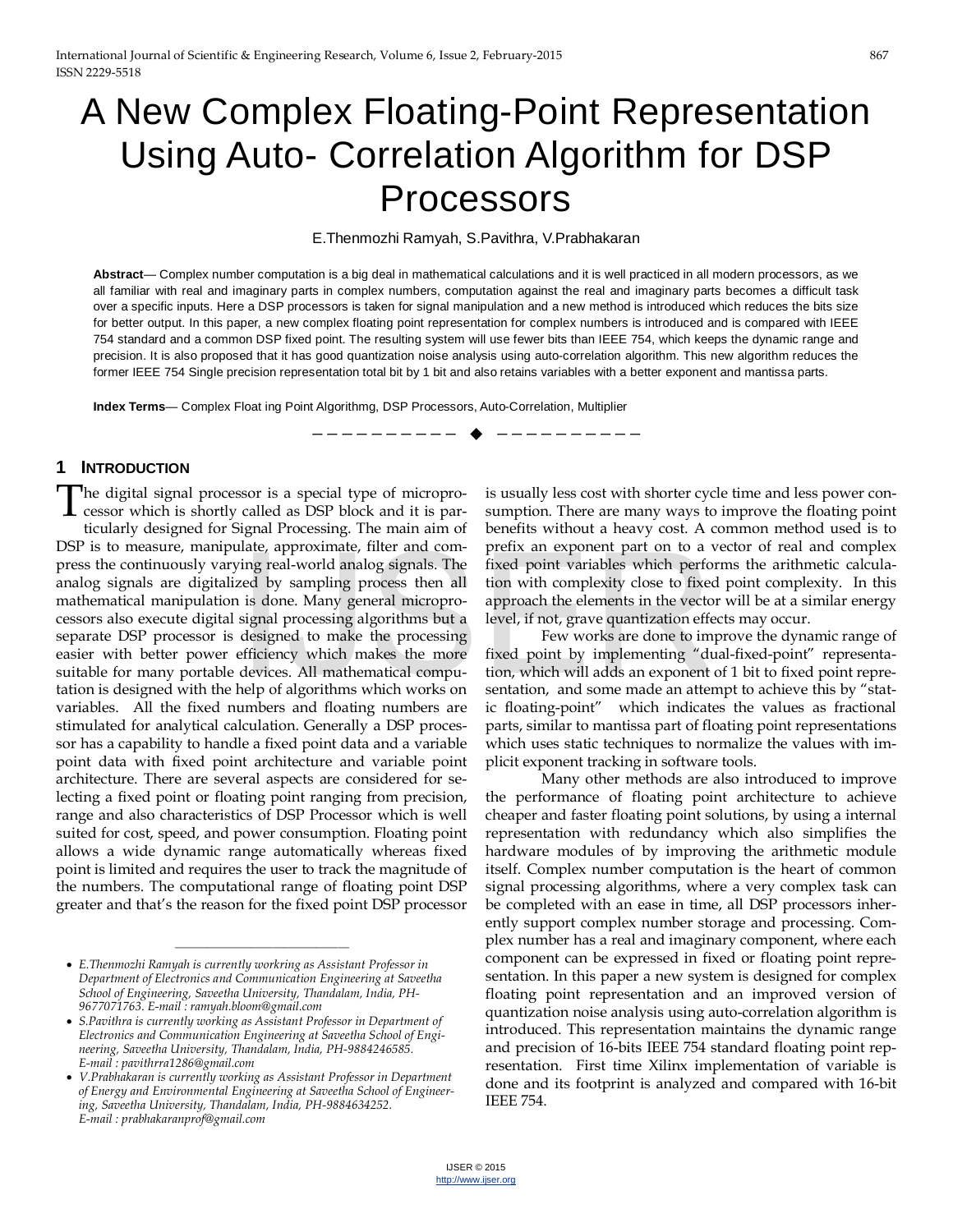# A New Complex Floating-Point Representation Using Auto- Correlation Algorithm for DSP Processors

E.Thenmozhi Ramyah, S.Pavithra, V.Prabhakaran

**Abstract**— Complex number computation is a big deal in mathematical calculations and it is well practiced in all modern processors, as we all familiar with real and imaginary parts in complex numbers, computation against the real and imaginary parts becomes a difficult task over a specific inputs. Here a DSP processors is taken for signal manipulation and a new method is introduced which reduces the bits size for better output. In this paper, a new complex floating point representation for complex numbers is introduced and is compared with IEEE 754 standard and a common DSP fixed point. The resulting system will use fewer bits than IEEE 754, which keeps the dynamic range and precision. It is also proposed that it has good quantization noise analysis using auto-correlation algorithm. This new algorithm reduces the former IEEE 754 Single precision representation total bit by 1 bit and also retains variables with a better exponent and mantissa parts.

**Index Terms**— Complex Float ing Point Algorithmg, DSP Processors, Auto-Correlation, Multiplier

## 1 INTRODUCTION

The digital signal processor is a special type of microprocessor which is shortly called as DSP block and it is particularly designed for Signal Processing. The main aim of DSP is to measure, manipulate, approximate, filter and compress the continuously varying real-world analog signals. The analog signals are digitalized by sampling process then all mathematical manipulation is done. Many general microprocessors also execute digital signal processing algorithms but a separate DSP processor is designed to make the processing easier with better power efficiency which makes the more suitable for many portable devices. All mathematical computation is designed with the help of algorithms which works on variables. All the fixed numbers and floating numbers are stimulated for analytical calculation. Generally a DSP processor has a capability to handle a fixed point data and a variable point data with fixed point architecture and variable point architecture. There are several aspects are considered for selecting a fixed point or floating point ranging from precision, range and also characteristics of DSP Processor which is well suited for cost, speed, and power consumption. Floating point allows a wide dynamic range automatically whereas fixed point is limited and requires the user to track the magnitude of the numbers. The computational range of floating point DSP greater and that's the reason for the fixed point DSP processor is usually less cost with shorter cycle time and less power consumption. There are many ways to improve the floating point benefits without a heavy cost. A common method used is to prefix an exponent part on to a vector of real and complex fixed point variables which performs the arithmetic calculation with complexity close to fixed point complexity. In this approach the elements in the vector will be at a similar energy level, if not, grave quantization effects may occur.

Few works are done to improve the dynamic range of fixed point by implementing "dual-fixed-point" representation, which will adds an exponent of 1 bit to fixed point representation, and some made an attempt to achieve this by "static floating-point" which indicates the values as fractional parts, similar to mantissa part of floating point representations which uses static techniques to normalize the values with implicit exponent tracking in software tools.

Many other methods are also introduced to improve the performance of floating point architecture to achieve cheaper and faster floating point solutions, by using a internal representation with redundancy which also simplifies the hardware modules of by improving the arithmetic module itself. Complex number computation is the heart of common signal processing algorithms, where a very complex task can be completed with an ease in time, all DSP processors inherently support complex number storage and processing. Complex number has a real and imaginary component, where each component can be expressed in fixed or floating point representation. In this paper a new system is designed for complex floating point representation and an improved version of quantization noise analysis using auto-correlation algorithm is introduced. This representation maintains the dynamic range and precision of 16-bits IEEE 754 standard floating point representation. First time Xilinx implementation of variable is done and its footprint is analyzed and compared with 16-bit IEEE 754.

---

- *E.Thenmozhi Ramyah is currently workring as Assistant Professor in Department of Electronics and Communication Engineering at Saveetha School of Engineering, Saveetha University, Thandalam, India, PH-9677071763. E-mail : ramyah.bloom@gmail.com*
- *S.Pavithra is currently working as Assistant Professor in Department of Electronics and Communication Engineering at Saveetha School of Engineering, Saveetha University, Thandalam, India, PH-9884246585. E-mail : pavithrra1286@gmail.com*
- *V.Prabhakaran is currently working as Assistant Professor in Department of Energy and Environmental Engineering at Saveetha School of Engineering, Saveetha University, Thandalam, India, PH-9884634252. E-mail : prabhakaranprof@gmail.com*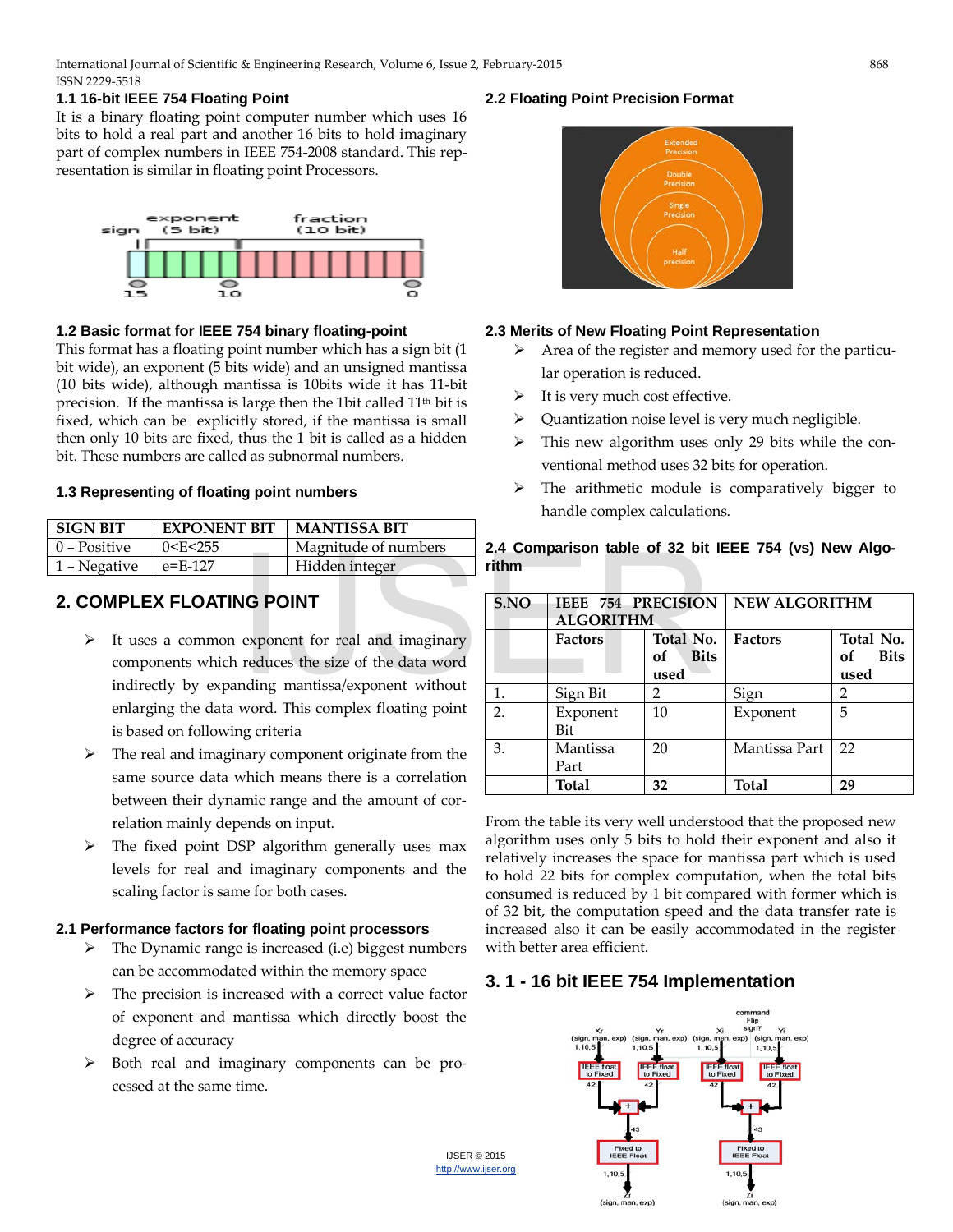### 1.1 16-bit IEEE 754 Floating Point

It is a binary floating point computer number which uses 16 bits to hold a real part and another 16 bits to hold imaginary part of complex numbers in IEEE 754-2008 standard. This representation is similar in floating point Processors.

### 1.2 Basic format for IEEE 754 binary floating-point

This format has a floating point number which has a sign bit (1 bit wide), an exponent (5 bits wide) and an unsigned mantissa (10 bits wide), although mantissa is 10bits wide it has 11-bit precision. If the mantissa is large then the 1bit called 11th bit is fixed, which can be explicitly stored, if the mantissa is small then only 10 bits are fixed, thus the 1 bit is called as a hidden bit. These numbers are called as subnormal numbers.

### 1.3 Representing of floating point numbers

| SIGN BIT | EXPONENT BIT | MANTISSA BIT |
|---|---|---|
| 0 – Positive | 0<E<255 | Magnitude of numbers |
| 1 – Negative | e=E-127 | Hidden integer |

## 2. COMPLEX FLOATING POINT

- It uses a common exponent for real and imaginary components which reduces the size of the data word indirectly by expanding mantissa/exponent without enlarging the data word. This complex floating point is based on following criteria
- The real and imaginary component originate from the same source data which means there is a correlation between their dynamic range and the amount of correlation mainly depends on input.
- The fixed point DSP algorithm generally uses max levels for real and imaginary components and the scaling factor is same for both cases.

### 2.1 Performance factors for floating point processors

- The Dynamic range is increased (i.e) biggest numbers can be accommodated within the memory space
- The precision is increased with a correct value factor of exponent and mantissa which directly boost the degree of accuracy
- Both real and imaginary components can be processed at the same time.

### 2.2 Floating Point Precision Format

### 2.3 Merits of New Floating Point Representation

- Area of the register and memory used for the particular operation is reduced.
- It is very much cost effective.
- Quantization noise level is very much negligible.
- This new algorithm uses only 29 bits while the conventional method uses 32 bits for operation.
- The arithmetic module is comparatively bigger to handle complex calculations.

### 2.4 Comparison table of 32 bit IEEE 754 (vs) New Algorithm

| S.NO | IEEE 754 PRECISION ALGORITHM | | NEW ALGORITHM | |
|---|---|---|---|---|
| | Factors | Total No. of Bits used | Factors | Total No. of Bits used |
| 1. | Sign Bit | 2 | Sign | 2 |
| 2. | Exponent Bit | 10 | Exponent | 5 |
| 3. | Mantissa Part | 20 | Mantissa Part | 22 |
| | **Total** | **32** | **Total** | **29** |

From the table its very well understood that the proposed new algorithm uses only 5 bits to hold their exponent and also it relatively increases the space for mantissa part which is used to hold 22 bits for complex computation, when the total bits consumed is reduced by 1 bit compared with former which is of 32 bit, the computation speed and the data transfer rate is increased also it can be easily accommodated in the register with better area efficient.

## 3. 1 - 16 bit IEEE 754 Implementation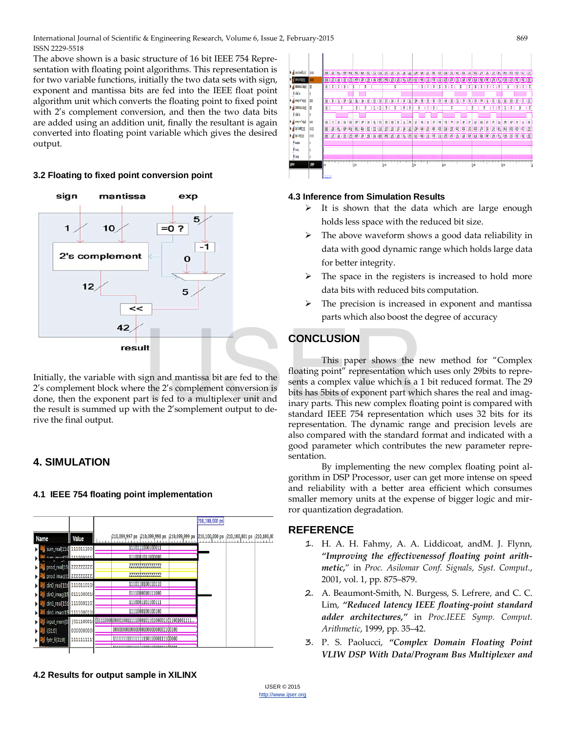The above shown is a basic structure of 16 bit IEEE 754 Representation with floating point algorithms. This representation is for two variable functions, initially the two data sets with sign, exponent and mantissa bits are fed into the IEEE float point algorithm unit which converts the floating point to fixed point with 2's complement conversion, and then the two data sets are added using an addition unit, finally the resultant is again converted into floating point variable which gives the desired output.

### 3.2 Floating to fixed point conversion point

Initially, the variable with sign and mantissa bit are fed to the 2's complement block where the 2's complement conversion is done, then the exponent part is fed to a multiplexer unit and the result is summed up with the 2'somplement output to derive the final output.

## 4. SIMULATION

### 4.1 IEEE 754 floating point implementation

### 4.2 Results for output sample in XILINX

### 4.3 Inference from Simulation Results

- It is shown that the data which are large enough holds less space with the reduced bit size.
- The above waveform shows a good data reliability in data with good dynamic range which holds large data for better integrity.
- The space in the registers is increased to hold more data bits with reduced bits computation.
- The precision is increased in exponent and mantissa parts which also boost the degree of accuracy

## CONCLUSION

This paper shows the new method for "Complex floating point" representation which uses only 29bits to represents a complex value which is a 1 bit reduced format. The 29 bits has 5bits of exponent part which shares the real and imaginary parts. This new complex floating point is compared with standard IEEE 754 representation which uses 32 bits for its representation. The dynamic range and precision levels are also compared with the standard format and indicated with a good parameter which contributes the new parameter representation.

By implementing the new complex floating point algorithm in DSP Processor, user can get more intense on speed and reliability with a better area efficient which consumes smaller memory units at the expense of bigger logic and mirror quantization degradation.

## REFERENCE

1. H. A. H. Fahmy, A. A. Liddicoat, andM. J. Flynn, *"Improving the effectivenessof floating point arithmetic,"* in *Proc. Asilomar Conf. Signals, Syst. Comput.*, 2001, vol. 1, pp. 875–879.
2. A. Beaumont-Smith, N. Burgess, S. Lefrere, and C. C. Lim, *"Reduced latency IEEE floating-point standard adder architectures,"* in *Proc.IEEE Symp. Comput. Arithmetic*, 1999, pp. 35–42.
3. P. S. Paolucci, *"Complex Domain Floating Point VLIW DSP With Data/Program Bus Multiplexer and*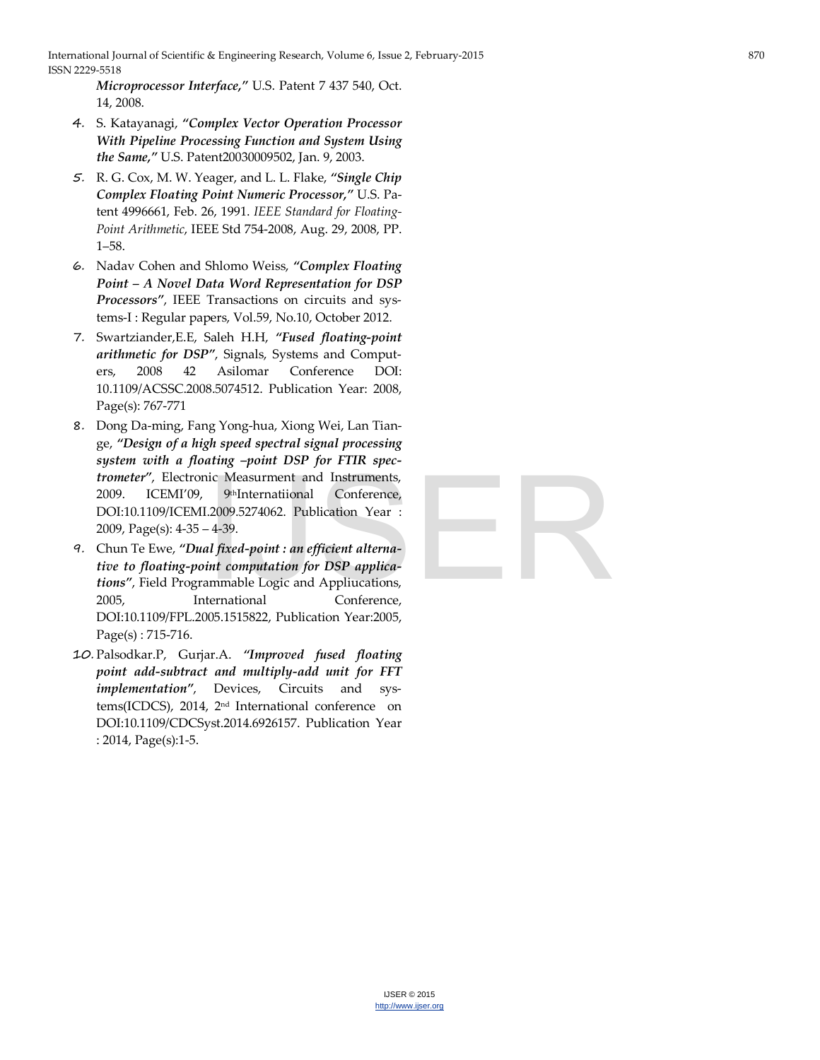***Microprocessor Interface,*** U.S. Patent 7 437 540, Oct. 14, 2008.

4. S. Katayanagi, ***"Complex Vector Operation Processor With Pipeline Processing Function and System Using the Same,"*** U.S. Patent20030009502, Jan. 9, 2003.
5. R. G. Cox, M. W. Yeager, and L. L. Flake, ***"Single Chip Complex Floating Point Numeric Processor,"*** U.S. Patent 4996661, Feb. 26, 1991. *IEEE Standard for Floating-Point Arithmetic*, IEEE Std 754-2008, Aug. 29, 2008, PP. 1–58.
6. Nadav Cohen and Shlomo Weiss, ***"Complex Floating Point – A Novel Data Word Representation for DSP Processors"***, IEEE Transactions on circuits and systems-I : Regular papers, Vol.59, No.10, October 2012.
7. Swartziander,E.E, Saleh H.H, ***"Fused floating-point arithmetic for DSP"***, Signals, Systems and Computers, 2008 42 Asilomar Conference DOI: 10.1109/ACSSC.2008.5074512. Publication Year: 2008, Page(s): 767-771
8. Dong Da-ming, Fang Yong-hua, Xiong Wei, Lan Tian-ge, ***"Design of a high speed spectral signal processing system with a floating –point DSP for FTIR spectrometer"***, Electronic Measurment and Instruments, 2009. ICEMI'09, 9th Internatiional Conference, DOI:10.1109/ICEMI.2009.5274062. Publication Year : 2009, Page(s): 4-35 – 4-39.
9. Chun Te Ewe, ***"Dual fixed-point : an efficient alternative to floating-point computation for DSP applications"***, Field Programmable Logic and Appliucations, 2005, International Conference, DOI:10.1109/FPL.2005.1515822, Publication Year:2005, Page(s) : 715-716.
10. Palsodkar.P, Gurjar.A. ***"Improved fused floating point add-subtract and multiply-add unit for FFT implementation"***, Devices, Circuits and systems(ICDCS), 2014, 2nd International conference on DOI:10.1109/CDCSyst.2014.6926157. Publication Year : 2014, Page(s):1-5.